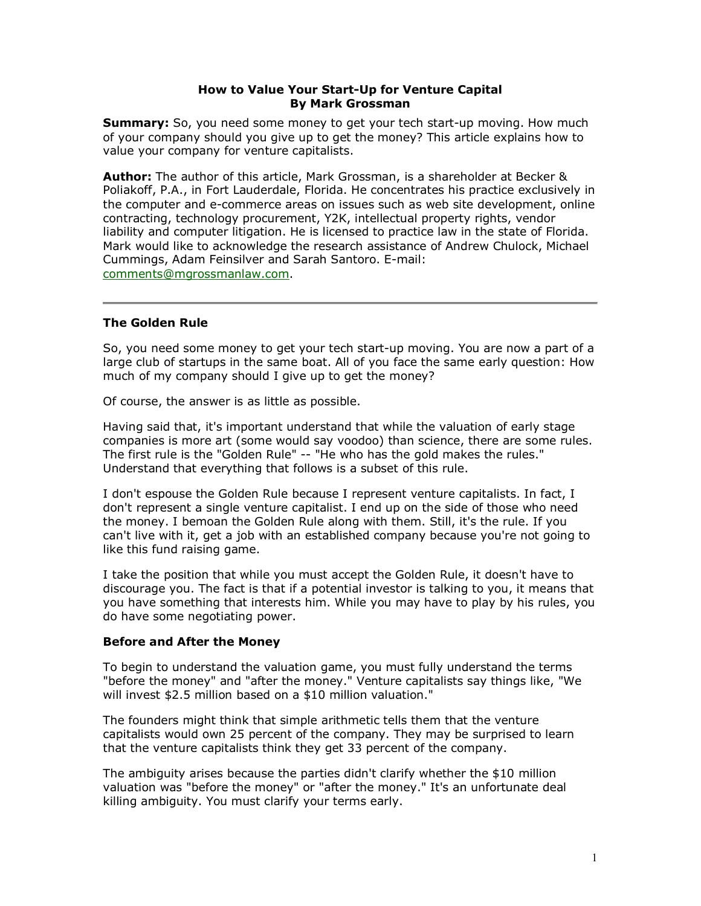# How to Value Your Start-Up for Venture Capital
**By Mark Grossman**

**Summary:** So, you need some money to get your tech start-up moving. How much of your company should you give up to get the money? This article explains how to value your company for venture capitalists.

**Author:** The author of this article, Mark Grossman, is a shareholder at Becker & Poliakoff, P.A., in Fort Lauderdale, Florida. He concentrates his practice exclusively in the computer and e-commerce areas on issues such as web site development, online contracting, technology procurement, Y2K, intellectual property rights, vendor liability and computer litigation. He is licensed to practice law in the state of Florida. Mark would like to acknowledge the research assistance of Andrew Chulock, Michael Cummings, Adam Feinsilver and Sarah Santoro. E-mail: comments@mgrossmanlaw.com.

---

## The Golden Rule

So, you need some money to get your tech start-up moving. You are now a part of a large club of startups in the same boat. All of you face the same early question: How much of my company should I give up to get the money?

Of course, the answer is as little as possible.

Having said that, it's important understand that while the valuation of early stage companies is more art (some would say voodoo) than science, there are some rules. The first rule is the "Golden Rule" -- "He who has the gold makes the rules." Understand that everything that follows is a subset of this rule.

I don't espouse the Golden Rule because I represent venture capitalists. In fact, I don't represent a single venture capitalist. I end up on the side of those who need the money. I bemoan the Golden Rule along with them. Still, it's the rule. If you can't live with it, get a job with an established company because you're not going to like this fund raising game.

I take the position that while you must accept the Golden Rule, it doesn't have to discourage you. The fact is that if a potential investor is talking to you, it means that you have something that interests him. While you may have to play by his rules, you do have some negotiating power.

## Before and After the Money

To begin to understand the valuation game, you must fully understand the terms "before the money" and "after the money." Venture capitalists say things like, "We will invest $2.5 million based on a $10 million valuation."

The founders might think that simple arithmetic tells them that the venture capitalists would own 25 percent of the company. They may be surprised to learn that the venture capitalists think they get 33 percent of the company.

The ambiguity arises because the parties didn't clarify whether the $10 million valuation was "before the money" or "after the money." It's an unfortunate deal killing ambiguity. You must clarify your terms early.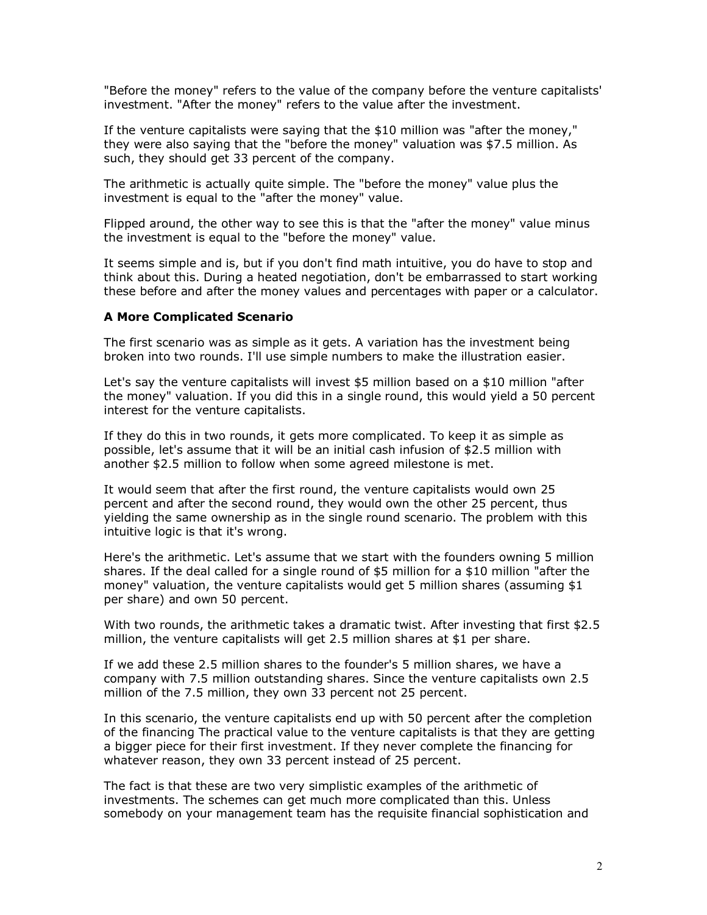"Before the money" refers to the value of the company before the venture capitalists' investment. "After the money" refers to the value after the investment.

If the venture capitalists were saying that the $10 million was "after the money," they were also saying that the "before the money" valuation was $7.5 million. As such, they should get 33 percent of the company.

The arithmetic is actually quite simple. The "before the money" value plus the investment is equal to the "after the money" value.

Flipped around, the other way to see this is that the "after the money" value minus the investment is equal to the "before the money" value.

It seems simple and is, but if you don't find math intuitive, you do have to stop and think about this. During a heated negotiation, don't be embarrassed to start working these before and after the money values and percentages with paper or a calculator.

**A More Complicated Scenario**

The first scenario was as simple as it gets. A variation has the investment being broken into two rounds. I'll use simple numbers to make the illustration easier.

Let's say the venture capitalists will invest $5 million based on a $10 million "after the money" valuation. If you did this in a single round, this would yield a 50 percent interest for the venture capitalists.

If they do this in two rounds, it gets more complicated. To keep it as simple as possible, let's assume that it will be an initial cash infusion of $2.5 million with another $2.5 million to follow when some agreed milestone is met.

It would seem that after the first round, the venture capitalists would own 25 percent and after the second round, they would own the other 25 percent, thus yielding the same ownership as in the single round scenario. The problem with this intuitive logic is that it's wrong.

Here's the arithmetic. Let's assume that we start with the founders owning 5 million shares. If the deal called for a single round of $5 million for a $10 million "after the money" valuation, the venture capitalists would get 5 million shares (assuming $1 per share) and own 50 percent.

With two rounds, the arithmetic takes a dramatic twist. After investing that first $2.5 million, the venture capitalists will get 2.5 million shares at $1 per share.

If we add these 2.5 million shares to the founder's 5 million shares, we have a company with 7.5 million outstanding shares. Since the venture capitalists own 2.5 million of the 7.5 million, they own 33 percent not 25 percent.

In this scenario, the venture capitalists end up with 50 percent after the completion of the financing The practical value to the venture capitalists is that they are getting a bigger piece for their first investment. If they never complete the financing for whatever reason, they own 33 percent instead of 25 percent.

The fact is that these are two very simplistic examples of the arithmetic of investments. The schemes can get much more complicated than this. Unless somebody on your management team has the requisite financial sophistication and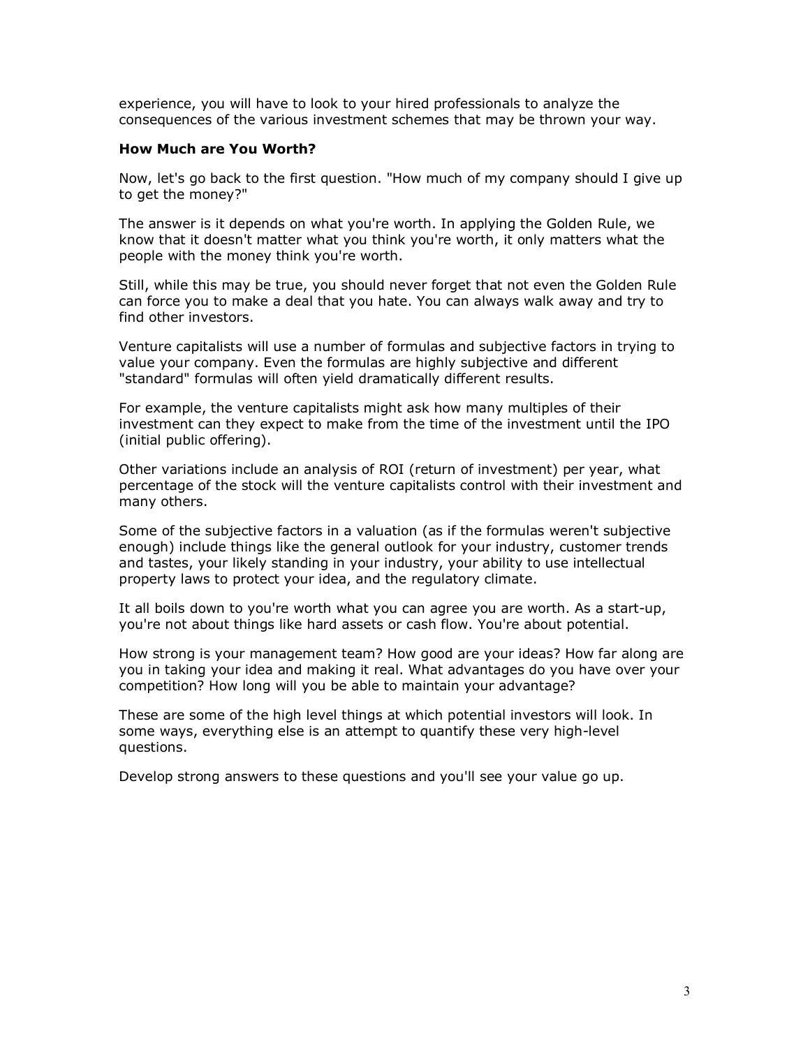experience, you will have to look to your hired professionals to analyze the consequences of the various investment schemes that may be thrown your way.

**How Much are You Worth?**

Now, let's go back to the first question. "How much of my company should I give up to get the money?"

The answer is it depends on what you're worth. In applying the Golden Rule, we know that it doesn't matter what you think you're worth, it only matters what the people with the money think you're worth.

Still, while this may be true, you should never forget that not even the Golden Rule can force you to make a deal that you hate. You can always walk away and try to find other investors.

Venture capitalists will use a number of formulas and subjective factors in trying to value your company. Even the formulas are highly subjective and different "standard" formulas will often yield dramatically different results.

For example, the venture capitalists might ask how many multiples of their investment can they expect to make from the time of the investment until the IPO (initial public offering).

Other variations include an analysis of ROI (return of investment) per year, what percentage of the stock will the venture capitalists control with their investment and many others.

Some of the subjective factors in a valuation (as if the formulas weren't subjective enough) include things like the general outlook for your industry, customer trends and tastes, your likely standing in your industry, your ability to use intellectual property laws to protect your idea, and the regulatory climate.

It all boils down to you're worth what you can agree you are worth. As a start-up, you're not about things like hard assets or cash flow. You're about potential.

How strong is your management team? How good are your ideas? How far along are you in taking your idea and making it real. What advantages do you have over your competition? How long will you be able to maintain your advantage?

These are some of the high level things at which potential investors will look. In some ways, everything else is an attempt to quantify these very high-level questions.

Develop strong answers to these questions and you'll see your value go up.